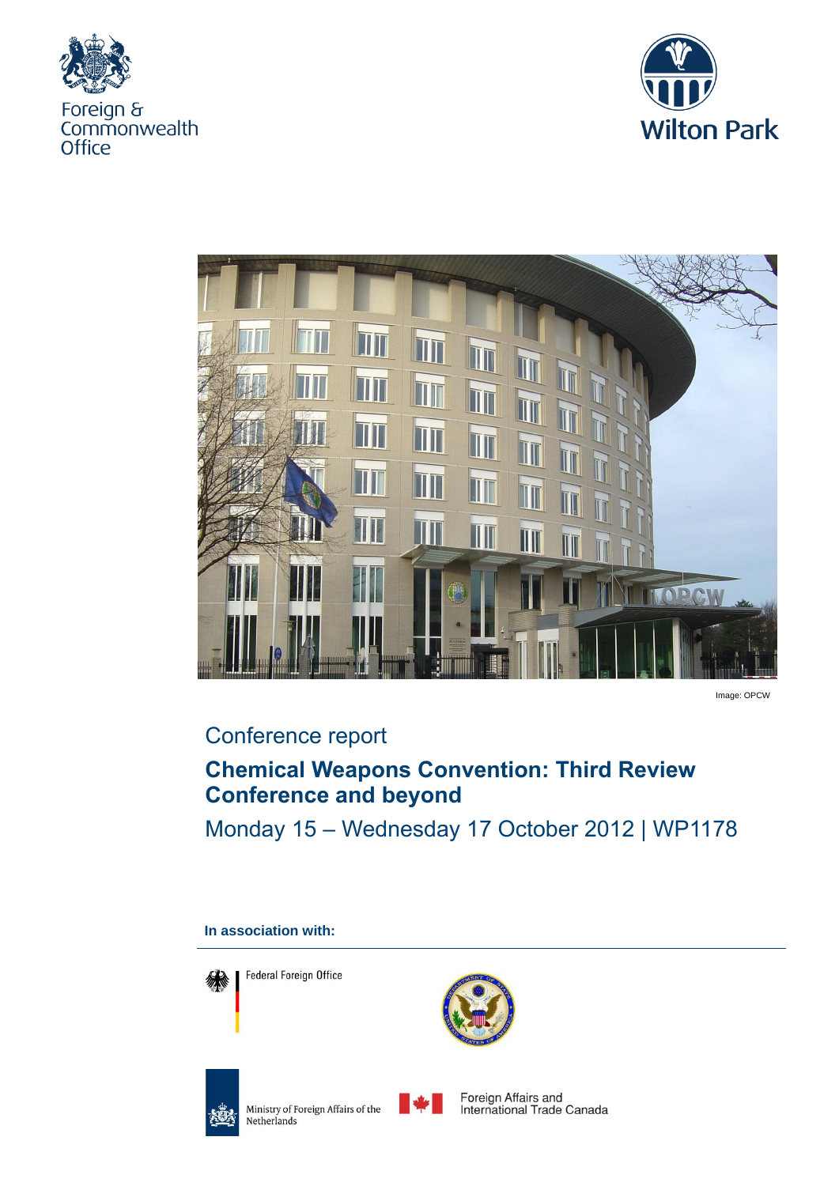Foreign & Commonwealth Office

Wilton Park

Image: OPCW

Conference report

# Chemical Weapons Convention: Third Review Conference and beyond

Monday 15 – Wednesday 17 October 2012 | WP1178

**In association with:**

Federal Foreign Office

Ministry of Foreign Affairs of the Netherlands

Foreign Affairs and International Trade Canada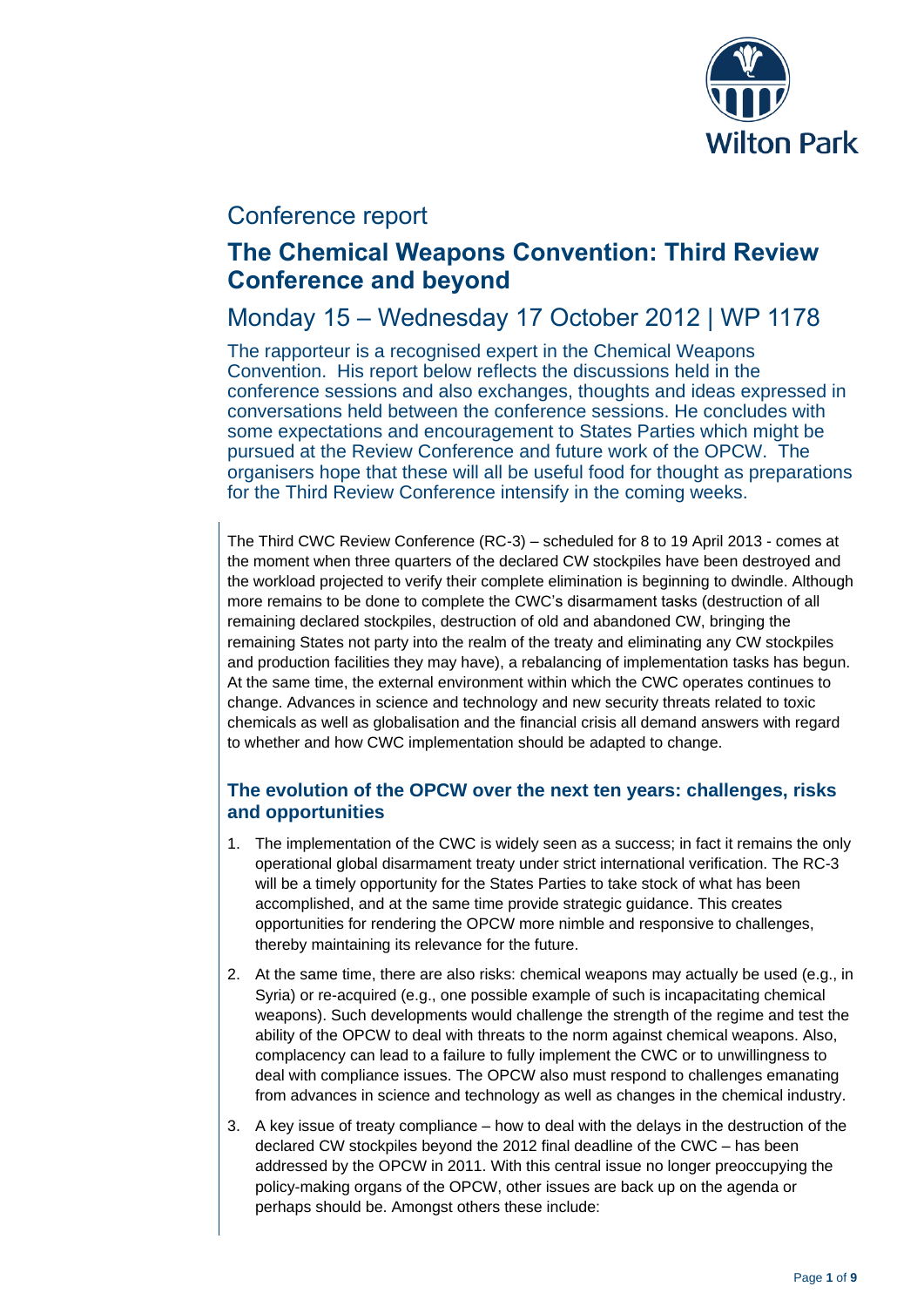# Conference report

## The Chemical Weapons Convention: Third Review Conference and beyond

## Monday 15 – Wednesday 17 October 2012 | WP 1178

The rapporteur is a recognised expert in the Chemical Weapons Convention. His report below reflects the discussions held in the conference sessions and also exchanges, thoughts and ideas expressed in conversations held between the conference sessions. He concludes with some expectations and encouragement to States Parties which might be pursued at the Review Conference and future work of the OPCW. The organisers hope that these will all be useful food for thought as preparations for the Third Review Conference intensify in the coming weeks.

The Third CWC Review Conference (RC-3) – scheduled for 8 to 19 April 2013 - comes at the moment when three quarters of the declared CW stockpiles have been destroyed and the workload projected to verify their complete elimination is beginning to dwindle. Although more remains to be done to complete the CWC's disarmament tasks (destruction of all remaining declared stockpiles, destruction of old and abandoned CW, bringing the remaining States not party into the realm of the treaty and eliminating any CW stockpiles and production facilities they may have), a rebalancing of implementation tasks has begun. At the same time, the external environment within which the CWC operates continues to change. Advances in science and technology and new security threats related to toxic chemicals as well as globalisation and the financial crisis all demand answers with regard to whether and how CWC implementation should be adapted to change.

### The evolution of the OPCW over the next ten years: challenges, risks and opportunities

1. The implementation of the CWC is widely seen as a success; in fact it remains the only operational global disarmament treaty under strict international verification. The RC-3 will be a timely opportunity for the States Parties to take stock of what has been accomplished, and at the same time provide strategic guidance. This creates opportunities for rendering the OPCW more nimble and responsive to challenges, thereby maintaining its relevance for the future.
2. At the same time, there are also risks: chemical weapons may actually be used (e.g., in Syria) or re-acquired (e.g., one possible example of such is incapacitating chemical weapons). Such developments would challenge the strength of the regime and test the ability of the OPCW to deal with threats to the norm against chemical weapons. Also, complacency can lead to a failure to fully implement the CWC or to unwillingness to deal with compliance issues. The OPCW also must respond to challenges emanating from advances in science and technology as well as changes in the chemical industry.
3. A key issue of treaty compliance – how to deal with the delays in the destruction of the declared CW stockpiles beyond the 2012 final deadline of the CWC – has been addressed by the OPCW in 2011. With this central issue no longer preoccupying the policy-making organs of the OPCW, other issues are back up on the agenda or perhaps should be. Amongst others these include: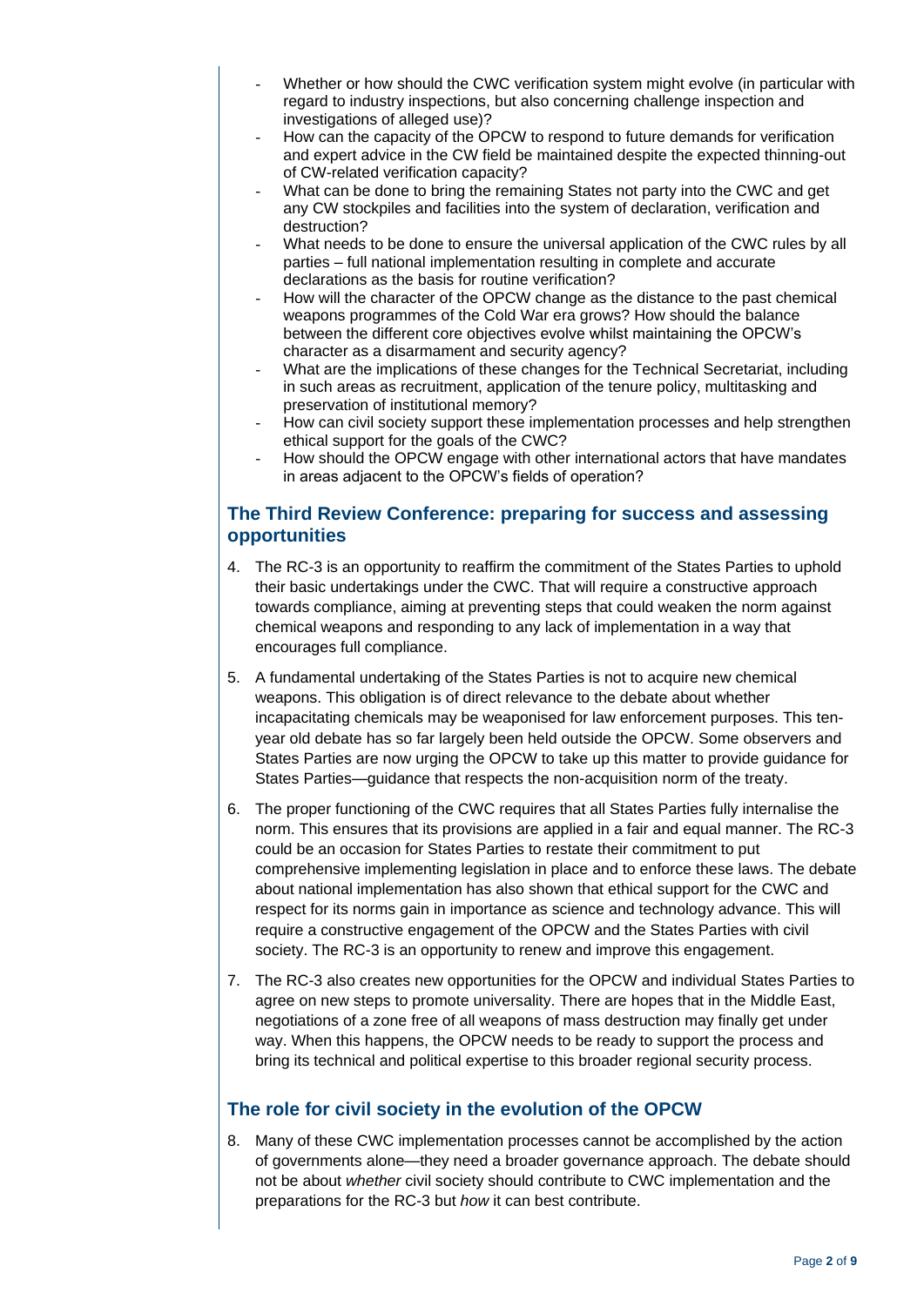- Whether or how should the CWC verification system might evolve (in particular with regard to industry inspections, but also concerning challenge inspection and investigations of alleged use)?
- How can the capacity of the OPCW to respond to future demands for verification and expert advice in the CW field be maintained despite the expected thinning-out of CW-related verification capacity?
- What can be done to bring the remaining States not party into the CWC and get any CW stockpiles and facilities into the system of declaration, verification and destruction?
- What needs to be done to ensure the universal application of the CWC rules by all parties – full national implementation resulting in complete and accurate declarations as the basis for routine verification?
- How will the character of the OPCW change as the distance to the past chemical weapons programmes of the Cold War era grows? How should the balance between the different core objectives evolve whilst maintaining the OPCW's character as a disarmament and security agency?
- What are the implications of these changes for the Technical Secretariat, including in such areas as recruitment, application of the tenure policy, multitasking and preservation of institutional memory?
- How can civil society support these implementation processes and help strengthen ethical support for the goals of the CWC?
- How should the OPCW engage with other international actors that have mandates in areas adjacent to the OPCW's fields of operation?

## The Third Review Conference: preparing for success and assessing opportunities

4. The RC-3 is an opportunity to reaffirm the commitment of the States Parties to uphold their basic undertakings under the CWC. That will require a constructive approach towards compliance, aiming at preventing steps that could weaken the norm against chemical weapons and responding to any lack of implementation in a way that encourages full compliance.

5. A fundamental undertaking of the States Parties is not to acquire new chemical weapons. This obligation is of direct relevance to the debate about whether incapacitating chemicals may be weaponised for law enforcement purposes. This ten-year old debate has so far largely been held outside the OPCW. Some observers and States Parties are now urging the OPCW to take up this matter to provide guidance for States Parties—guidance that respects the non-acquisition norm of the treaty.

6. The proper functioning of the CWC requires that all States Parties fully internalise the norm. This ensures that its provisions are applied in a fair and equal manner. The RC-3 could be an occasion for States Parties to restate their commitment to put comprehensive implementing legislation in place and to enforce these laws. The debate about national implementation has also shown that ethical support for the CWC and respect for its norms gain in importance as science and technology advance. This will require a constructive engagement of the OPCW and the States Parties with civil society. The RC-3 is an opportunity to renew and improve this engagement.

7. The RC-3 also creates new opportunities for the OPCW and individual States Parties to agree on new steps to promote universality. There are hopes that in the Middle East, negotiations of a zone free of all weapons of mass destruction may finally get under way. When this happens, the OPCW needs to be ready to support the process and bring its technical and political expertise to this broader regional security process.

## The role for civil society in the evolution of the OPCW

8. Many of these CWC implementation processes cannot be accomplished by the action of governments alone—they need a broader governance approach. The debate should not be about *whether* civil society should contribute to CWC implementation and the preparations for the RC-3 but *how* it can best contribute.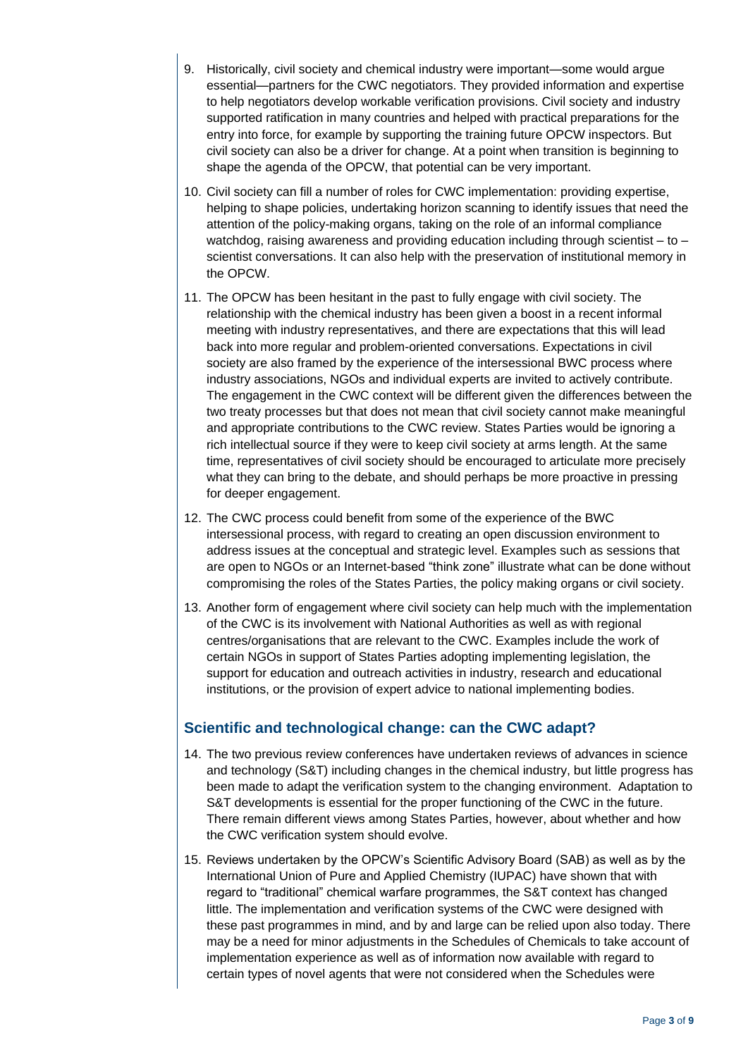9. Historically, civil society and chemical industry were important—some would argue essential—partners for the CWC negotiators. They provided information and expertise to help negotiators develop workable verification provisions. Civil society and industry supported ratification in many countries and helped with practical preparations for the entry into force, for example by supporting the training future OPCW inspectors. But civil society can also be a driver for change. At a point when transition is beginning to shape the agenda of the OPCW, that potential can be very important.

10. Civil society can fill a number of roles for CWC implementation: providing expertise, helping to shape policies, undertaking horizon scanning to identify issues that need the attention of the policy-making organs, taking on the role of an informal compliance watchdog, raising awareness and providing education including through scientist – to – scientist conversations. It can also help with the preservation of institutional memory in the OPCW.

11. The OPCW has been hesitant in the past to fully engage with civil society. The relationship with the chemical industry has been given a boost in a recent informal meeting with industry representatives, and there are expectations that this will lead back into more regular and problem-oriented conversations. Expectations in civil society are also framed by the experience of the intersessional BWC process where industry associations, NGOs and individual experts are invited to actively contribute. The engagement in the CWC context will be different given the differences between the two treaty processes but that does not mean that civil society cannot make meaningful and appropriate contributions to the CWC review. States Parties would be ignoring a rich intellectual source if they were to keep civil society at arms length. At the same time, representatives of civil society should be encouraged to articulate more precisely what they can bring to the debate, and should perhaps be more proactive in pressing for deeper engagement.

12. The CWC process could benefit from some of the experience of the BWC intersessional process, with regard to creating an open discussion environment to address issues at the conceptual and strategic level. Examples such as sessions that are open to NGOs or an Internet-based "think zone" illustrate what can be done without compromising the roles of the States Parties, the policy making organs or civil society.

13. Another form of engagement where civil society can help much with the implementation of the CWC is its involvement with National Authorities as well as with regional centres/organisations that are relevant to the CWC. Examples include the work of certain NGOs in support of States Parties adopting implementing legislation, the support for education and outreach activities in industry, research and educational institutions, or the provision of expert advice to national implementing bodies.

## Scientific and technological change: can the CWC adapt?

14. The two previous review conferences have undertaken reviews of advances in science and technology (S&T) including changes in the chemical industry, but little progress has been made to adapt the verification system to the changing environment. Adaptation to S&T developments is essential for the proper functioning of the CWC in the future. There remain different views among States Parties, however, about whether and how the CWC verification system should evolve.

15. Reviews undertaken by the OPCW's Scientific Advisory Board (SAB) as well as by the International Union of Pure and Applied Chemistry (IUPAC) have shown that with regard to "traditional" chemical warfare programmes, the S&T context has changed little. The implementation and verification systems of the CWC were designed with these past programmes in mind, and by and large can be relied upon also today. There may be a need for minor adjustments in the Schedules of Chemicals to take account of implementation experience as well as of information now available with regard to certain types of novel agents that were not considered when the Schedules were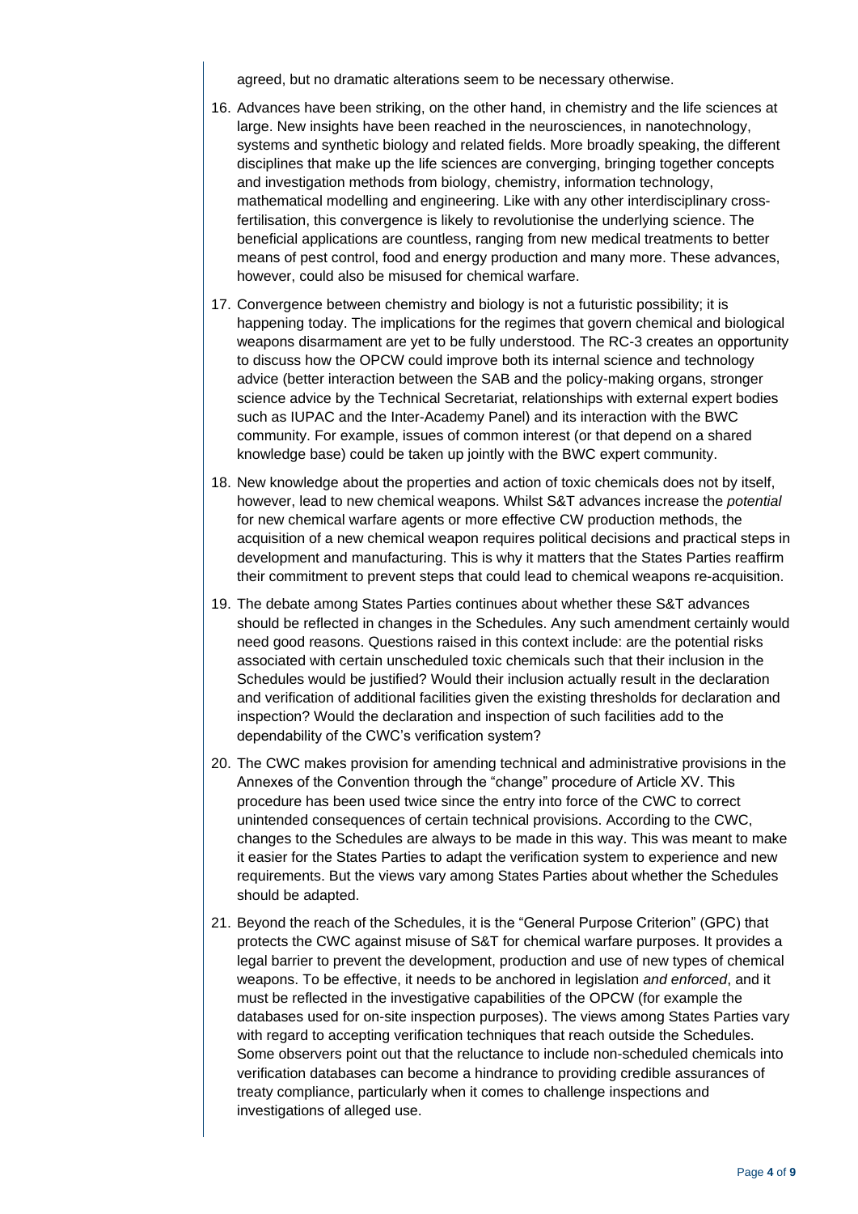agreed, but no dramatic alterations seem to be necessary otherwise.

16. Advances have been striking, on the other hand, in chemistry and the life sciences at large. New insights have been reached in the neurosciences, in nanotechnology, systems and synthetic biology and related fields. More broadly speaking, the different disciplines that make up the life sciences are converging, bringing together concepts and investigation methods from biology, chemistry, information technology, mathematical modelling and engineering. Like with any other interdisciplinary cross-fertilisation, this convergence is likely to revolutionise the underlying science. The beneficial applications are countless, ranging from new medical treatments to better means of pest control, food and energy production and many more. These advances, however, could also be misused for chemical warfare.

17. Convergence between chemistry and biology is not a futuristic possibility; it is happening today. The implications for the regimes that govern chemical and biological weapons disarmament are yet to be fully understood. The RC-3 creates an opportunity to discuss how the OPCW could improve both its internal science and technology advice (better interaction between the SAB and the policy-making organs, stronger science advice by the Technical Secretariat, relationships with external expert bodies such as IUPAC and the Inter-Academy Panel) and its interaction with the BWC community. For example, issues of common interest (or that depend on a shared knowledge base) could be taken up jointly with the BWC expert community.

18. New knowledge about the properties and action of toxic chemicals does not by itself, however, lead to new chemical weapons. Whilst S&T advances increase the *potential* for new chemical warfare agents or more effective CW production methods, the acquisition of a new chemical weapon requires political decisions and practical steps in development and manufacturing. This is why it matters that the States Parties reaffirm their commitment to prevent steps that could lead to chemical weapons re-acquisition.

19. The debate among States Parties continues about whether these S&T advances should be reflected in changes in the Schedules. Any such amendment certainly would need good reasons. Questions raised in this context include: are the potential risks associated with certain unscheduled toxic chemicals such that their inclusion in the Schedules would be justified? Would their inclusion actually result in the declaration and verification of additional facilities given the existing thresholds for declaration and inspection? Would the declaration and inspection of such facilities add to the dependability of the CWC's verification system?

20. The CWC makes provision for amending technical and administrative provisions in the Annexes of the Convention through the "change" procedure of Article XV. This procedure has been used twice since the entry into force of the CWC to correct unintended consequences of certain technical provisions. According to the CWC, changes to the Schedules are always to be made in this way. This was meant to make it easier for the States Parties to adapt the verification system to experience and new requirements. But the views vary among States Parties about whether the Schedules should be adapted.

21. Beyond the reach of the Schedules, it is the "General Purpose Criterion" (GPC) that protects the CWC against misuse of S&T for chemical warfare purposes. It provides a legal barrier to prevent the development, production and use of new types of chemical weapons. To be effective, it needs to be anchored in legislation *and enforced*, and it must be reflected in the investigative capabilities of the OPCW (for example the databases used for on-site inspection purposes). The views among States Parties vary with regard to accepting verification techniques that reach outside the Schedules. Some observers point out that the reluctance to include non-scheduled chemicals into verification databases can become a hindrance to providing credible assurances of treaty compliance, particularly when it comes to challenge inspections and investigations of alleged use.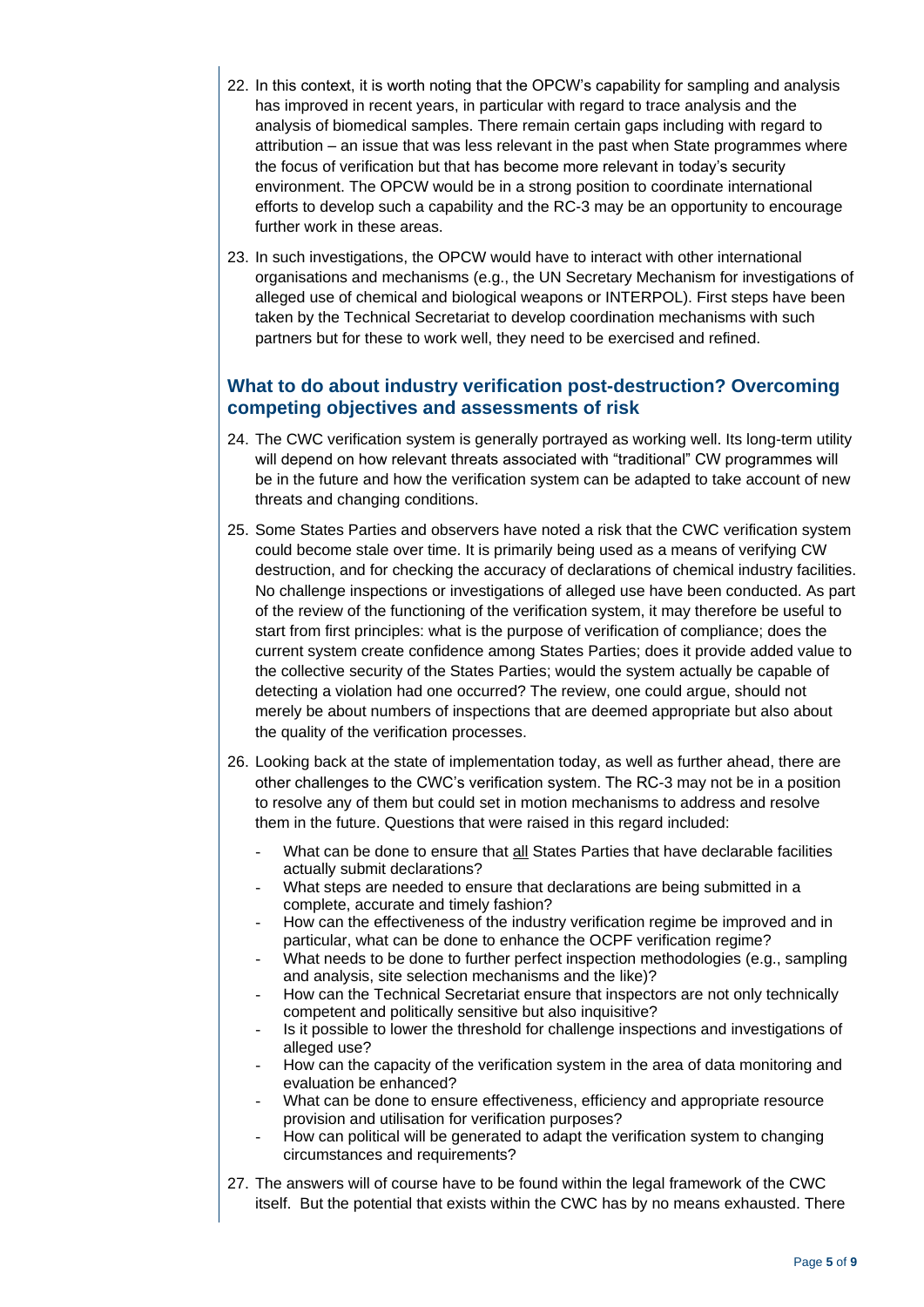22. In this context, it is worth noting that the OPCW's capability for sampling and analysis has improved in recent years, in particular with regard to trace analysis and the analysis of biomedical samples. There remain certain gaps including with regard to attribution – an issue that was less relevant in the past when State programmes where the focus of verification but that has become more relevant in today's security environment. The OPCW would be in a strong position to coordinate international efforts to develop such a capability and the RC-3 may be an opportunity to encourage further work in these areas.

23. In such investigations, the OPCW would have to interact with other international organisations and mechanisms (e.g., the UN Secretary Mechanism for investigations of alleged use of chemical and biological weapons or INTERPOL). First steps have been taken by the Technical Secretariat to develop coordination mechanisms with such partners but for these to work well, they need to be exercised and refined.

## What to do about industry verification post-destruction? Overcoming competing objectives and assessments of risk

24. The CWC verification system is generally portrayed as working well. Its long-term utility will depend on how relevant threats associated with "traditional" CW programmes will be in the future and how the verification system can be adapted to take account of new threats and changing conditions.

25. Some States Parties and observers have noted a risk that the CWC verification system could become stale over time. It is primarily being used as a means of verifying CW destruction, and for checking the accuracy of declarations of chemical industry facilities. No challenge inspections or investigations of alleged use have been conducted. As part of the review of the functioning of the verification system, it may therefore be useful to start from first principles: what is the purpose of verification of compliance; does the current system create confidence among States Parties; does it provide added value to the collective security of the States Parties; would the system actually be capable of detecting a violation had one occurred? The review, one could argue, should not merely be about numbers of inspections that are deemed appropriate but also about the quality of the verification processes.

26. Looking back at the state of implementation today, as well as further ahead, there are other challenges to the CWC's verification system. The RC-3 may not be in a position to resolve any of them but could set in motion mechanisms to address and resolve them in the future. Questions that were raised in this regard included:

    - What can be done to ensure that all States Parties that have declarable facilities actually submit declarations?
    - What steps are needed to ensure that declarations are being submitted in a complete, accurate and timely fashion?
    - How can the effectiveness of the industry verification regime be improved and in particular, what can be done to enhance the OCPF verification regime?
    - What needs to be done to further perfect inspection methodologies (e.g., sampling and analysis, site selection mechanisms and the like)?
    - How can the Technical Secretariat ensure that inspectors are not only technically competent and politically sensitive but also inquisitive?
    - Is it possible to lower the threshold for challenge inspections and investigations of alleged use?
    - How can the capacity of the verification system in the area of data monitoring and evaluation be enhanced?
    - What can be done to ensure effectiveness, efficiency and appropriate resource provision and utilisation for verification purposes?
    - How can political will be generated to adapt the verification system to changing circumstances and requirements?

27. The answers will of course have to be found within the legal framework of the CWC itself. But the potential that exists within the CWC has by no means exhausted. There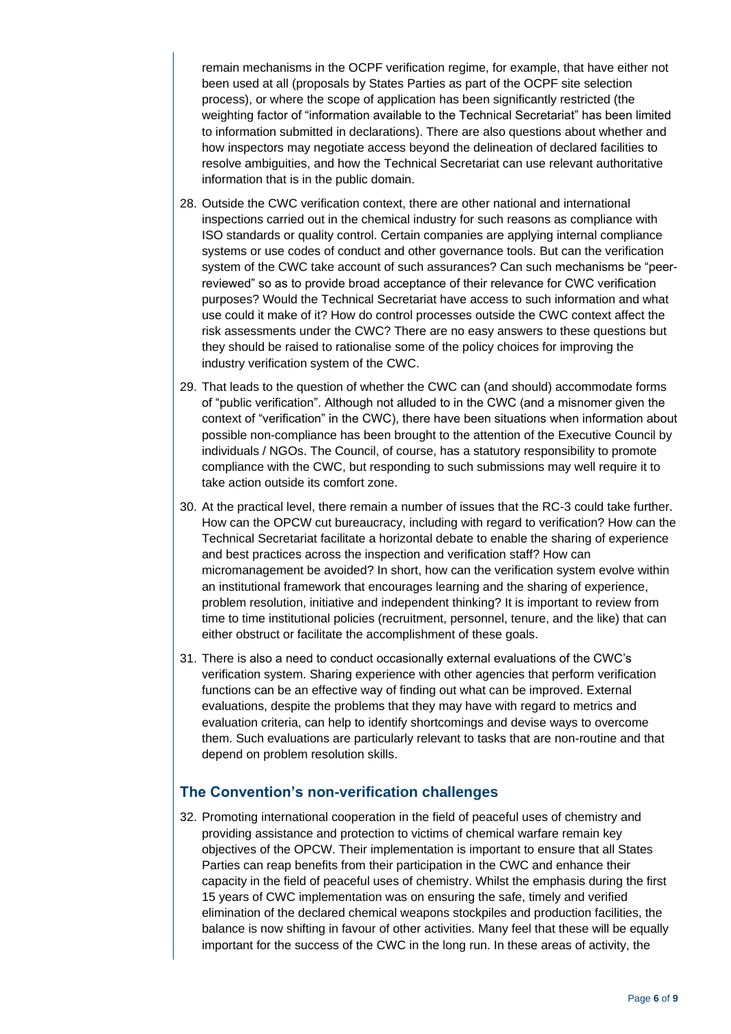remain mechanisms in the OCPF verification regime, for example, that have either not been used at all (proposals by States Parties as part of the OCPF site selection process), or where the scope of application has been significantly restricted (the weighting factor of "information available to the Technical Secretariat" has been limited to information submitted in declarations). There are also questions about whether and how inspectors may negotiate access beyond the delineation of declared facilities to resolve ambiguities, and how the Technical Secretariat can use relevant authoritative information that is in the public domain.

28. Outside the CWC verification context, there are other national and international inspections carried out in the chemical industry for such reasons as compliance with ISO standards or quality control. Certain companies are applying internal compliance systems or use codes of conduct and other governance tools. But can the verification system of the CWC take account of such assurances? Can such mechanisms be "peer-reviewed" so as to provide broad acceptance of their relevance for CWC verification purposes? Would the Technical Secretariat have access to such information and what use could it make of it? How do control processes outside the CWC context affect the risk assessments under the CWC? There are no easy answers to these questions but they should be raised to rationalise some of the policy choices for improving the industry verification system of the CWC.

29. That leads to the question of whether the CWC can (and should) accommodate forms of "public verification". Although not alluded to in the CWC (and a misnomer given the context of "verification" in the CWC), there have been situations when information about possible non-compliance has been brought to the attention of the Executive Council by individuals / NGOs. The Council, of course, has a statutory responsibility to promote compliance with the CWC, but responding to such submissions may well require it to take action outside its comfort zone.

30. At the practical level, there remain a number of issues that the RC-3 could take further. How can the OPCW cut bureaucracy, including with regard to verification? How can the Technical Secretariat facilitate a horizontal debate to enable the sharing of experience and best practices across the inspection and verification staff? How can micromanagement be avoided? In short, how can the verification system evolve within an institutional framework that encourages learning and the sharing of experience, problem resolution, initiative and independent thinking? It is important to review from time to time institutional policies (recruitment, personnel, tenure, and the like) that can either obstruct or facilitate the accomplishment of these goals.

31. There is also a need to conduct occasionally external evaluations of the CWC's verification system. Sharing experience with other agencies that perform verification functions can be an effective way of finding out what can be improved. External evaluations, despite the problems that they may have with regard to metrics and evaluation criteria, can help to identify shortcomings and devise ways to overcome them. Such evaluations are particularly relevant to tasks that are non-routine and that depend on problem resolution skills.

## The Convention's non-verification challenges

32. Promoting international cooperation in the field of peaceful uses of chemistry and providing assistance and protection to victims of chemical warfare remain key objectives of the OPCW. Their implementation is important to ensure that all States Parties can reap benefits from their participation in the CWC and enhance their capacity in the field of peaceful uses of chemistry. Whilst the emphasis during the first 15 years of CWC implementation was on ensuring the safe, timely and verified elimination of the declared chemical weapons stockpiles and production facilities, the balance is now shifting in favour of other activities. Many feel that these will be equally important for the success of the CWC in the long run. In these areas of activity, the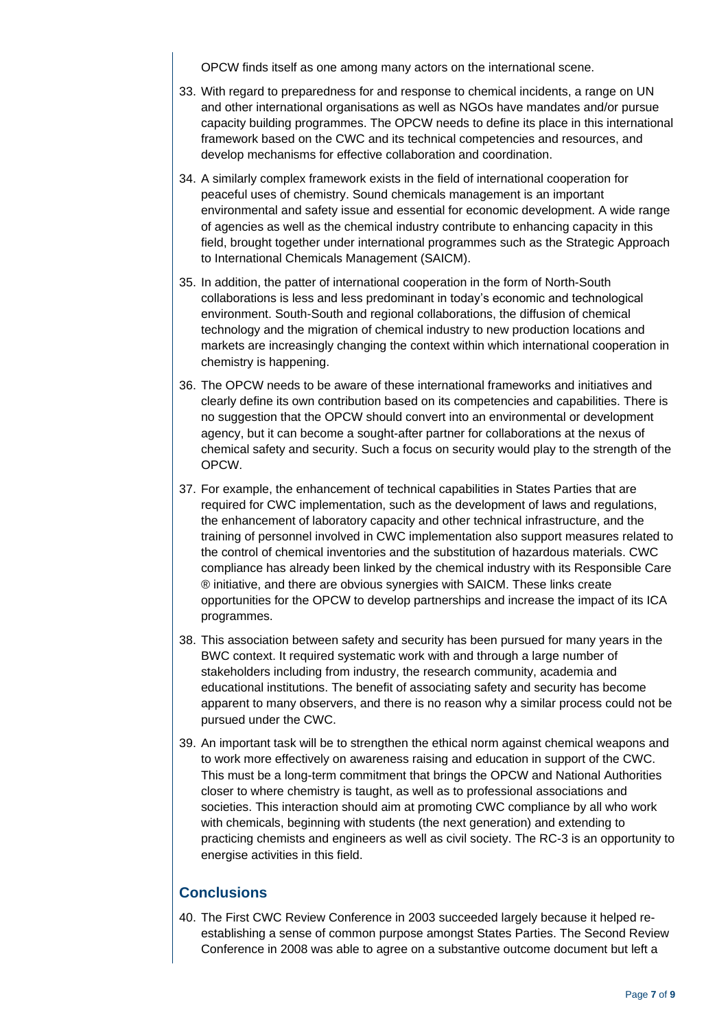OPCW finds itself as one among many actors on the international scene.

33. With regard to preparedness for and response to chemical incidents, a range on UN and other international organisations as well as NGOs have mandates and/or pursue capacity building programmes. The OPCW needs to define its place in this international framework based on the CWC and its technical competencies and resources, and develop mechanisms for effective collaboration and coordination.

34. A similarly complex framework exists in the field of international cooperation for peaceful uses of chemistry. Sound chemicals management is an important environmental and safety issue and essential for economic development. A wide range of agencies as well as the chemical industry contribute to enhancing capacity in this field, brought together under international programmes such as the Strategic Approach to International Chemicals Management (SAICM).

35. In addition, the patter of international cooperation in the form of North-South collaborations is less and less predominant in today's economic and technological environment. South-South and regional collaborations, the diffusion of chemical technology and the migration of chemical industry to new production locations and markets are increasingly changing the context within which international cooperation in chemistry is happening.

36. The OPCW needs to be aware of these international frameworks and initiatives and clearly define its own contribution based on its competencies and capabilities. There is no suggestion that the OPCW should convert into an environmental or development agency, but it can become a sought-after partner for collaborations at the nexus of chemical safety and security. Such a focus on security would play to the strength of the OPCW.

37. For example, the enhancement of technical capabilities in States Parties that are required for CWC implementation, such as the development of laws and regulations, the enhancement of laboratory capacity and other technical infrastructure, and the training of personnel involved in CWC implementation also support measures related to the control of chemical inventories and the substitution of hazardous materials. CWC compliance has already been linked by the chemical industry with its Responsible Care ® initiative, and there are obvious synergies with SAICM. These links create opportunities for the OPCW to develop partnerships and increase the impact of its ICA programmes.

38. This association between safety and security has been pursued for many years in the BWC context. It required systematic work with and through a large number of stakeholders including from industry, the research community, academia and educational institutions. The benefit of associating safety and security has become apparent to many observers, and there is no reason why a similar process could not be pursued under the CWC.

39. An important task will be to strengthen the ethical norm against chemical weapons and to work more effectively on awareness raising and education in support of the CWC. This must be a long-term commitment that brings the OPCW and National Authorities closer to where chemistry is taught, as well as to professional associations and societies. This interaction should aim at promoting CWC compliance by all who work with chemicals, beginning with students (the next generation) and extending to practicing chemists and engineers as well as civil society. The RC-3 is an opportunity to energise activities in this field.

## Conclusions

40. The First CWC Review Conference in 2003 succeeded largely because it helped re-establishing a sense of common purpose amongst States Parties. The Second Review Conference in 2008 was able to agree on a substantive outcome document but left a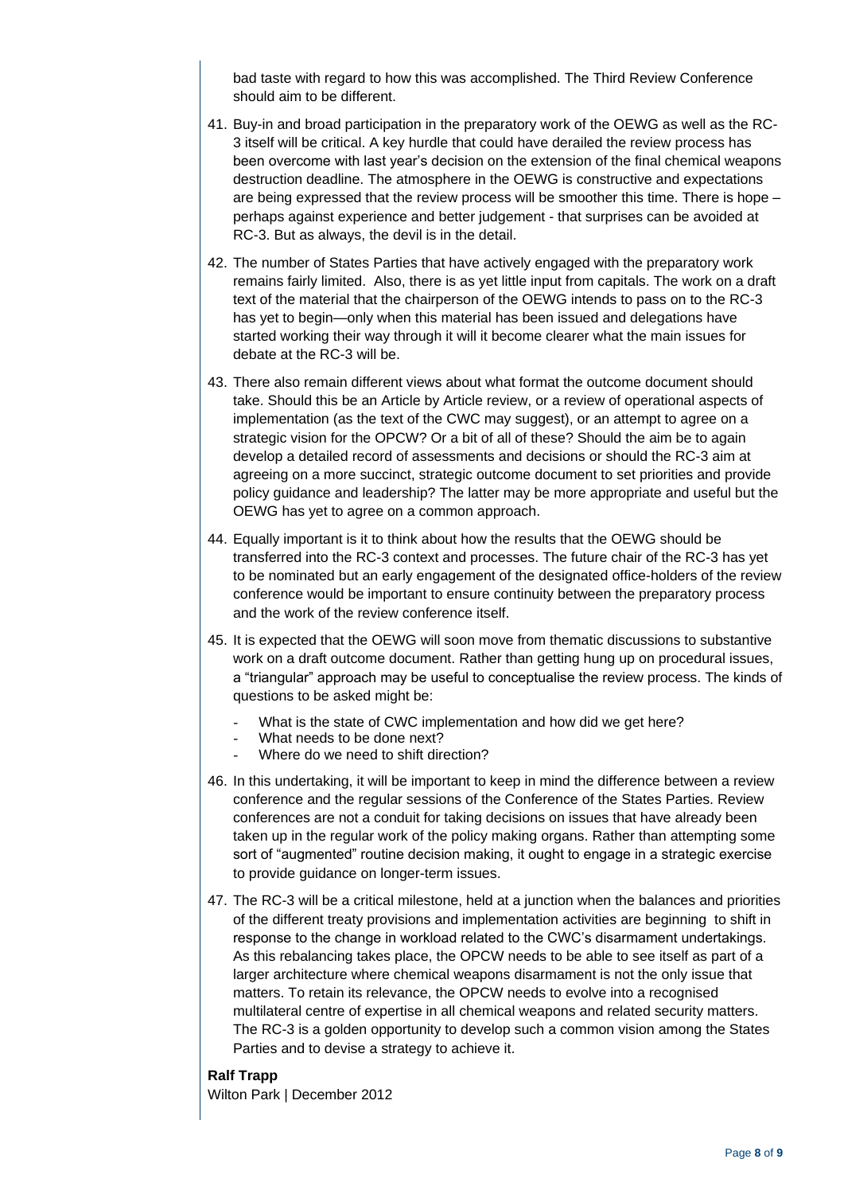bad taste with regard to how this was accomplished. The Third Review Conference should aim to be different.

41. Buy-in and broad participation in the preparatory work of the OEWG as well as the RC-3 itself will be critical. A key hurdle that could have derailed the review process has been overcome with last year's decision on the extension of the final chemical weapons destruction deadline. The atmosphere in the OEWG is constructive and expectations are being expressed that the review process will be smoother this time. There is hope – perhaps against experience and better judgement - that surprises can be avoided at RC-3. But as always, the devil is in the detail.

42. The number of States Parties that have actively engaged with the preparatory work remains fairly limited. Also, there is as yet little input from capitals. The work on a draft text of the material that the chairperson of the OEWG intends to pass on to the RC-3 has yet to begin—only when this material has been issued and delegations have started working their way through it will it become clearer what the main issues for debate at the RC-3 will be.

43. There also remain different views about what format the outcome document should take. Should this be an Article by Article review, or a review of operational aspects of implementation (as the text of the CWC may suggest), or an attempt to agree on a strategic vision for the OPCW? Or a bit of all of these? Should the aim be to again develop a detailed record of assessments and decisions or should the RC-3 aim at agreeing on a more succinct, strategic outcome document to set priorities and provide policy guidance and leadership? The latter may be more appropriate and useful but the OEWG has yet to agree on a common approach.

44. Equally important is it to think about how the results that the OEWG should be transferred into the RC-3 context and processes. The future chair of the RC-3 has yet to be nominated but an early engagement of the designated office-holders of the review conference would be important to ensure continuity between the preparatory process and the work of the review conference itself.

45. It is expected that the OEWG will soon move from thematic discussions to substantive work on a draft outcome document. Rather than getting hung up on procedural issues, a "triangular" approach may be useful to conceptualise the review process. The kinds of questions to be asked might be:
   - What is the state of CWC implementation and how did we get here?
   - What needs to be done next?
   - Where do we need to shift direction?

46. In this undertaking, it will be important to keep in mind the difference between a review conference and the regular sessions of the Conference of the States Parties. Review conferences are not a conduit for taking decisions on issues that have already been taken up in the regular work of the policy making organs. Rather than attempting some sort of "augmented" routine decision making, it ought to engage in a strategic exercise to provide guidance on longer-term issues.

47. The RC-3 will be a critical milestone, held at a junction when the balances and priorities of the different treaty provisions and implementation activities are beginning to shift in response to the change in workload related to the CWC's disarmament undertakings. As this rebalancing takes place, the OPCW needs to be able to see itself as part of a larger architecture where chemical weapons disarmament is not the only issue that matters. To retain its relevance, the OPCW needs to evolve into a recognised multilateral centre of expertise in all chemical weapons and related security matters. The RC-3 is a golden opportunity to develop such a common vision among the States Parties and to devise a strategy to achieve it.

**Ralf Trapp**

Wilton Park | December 2012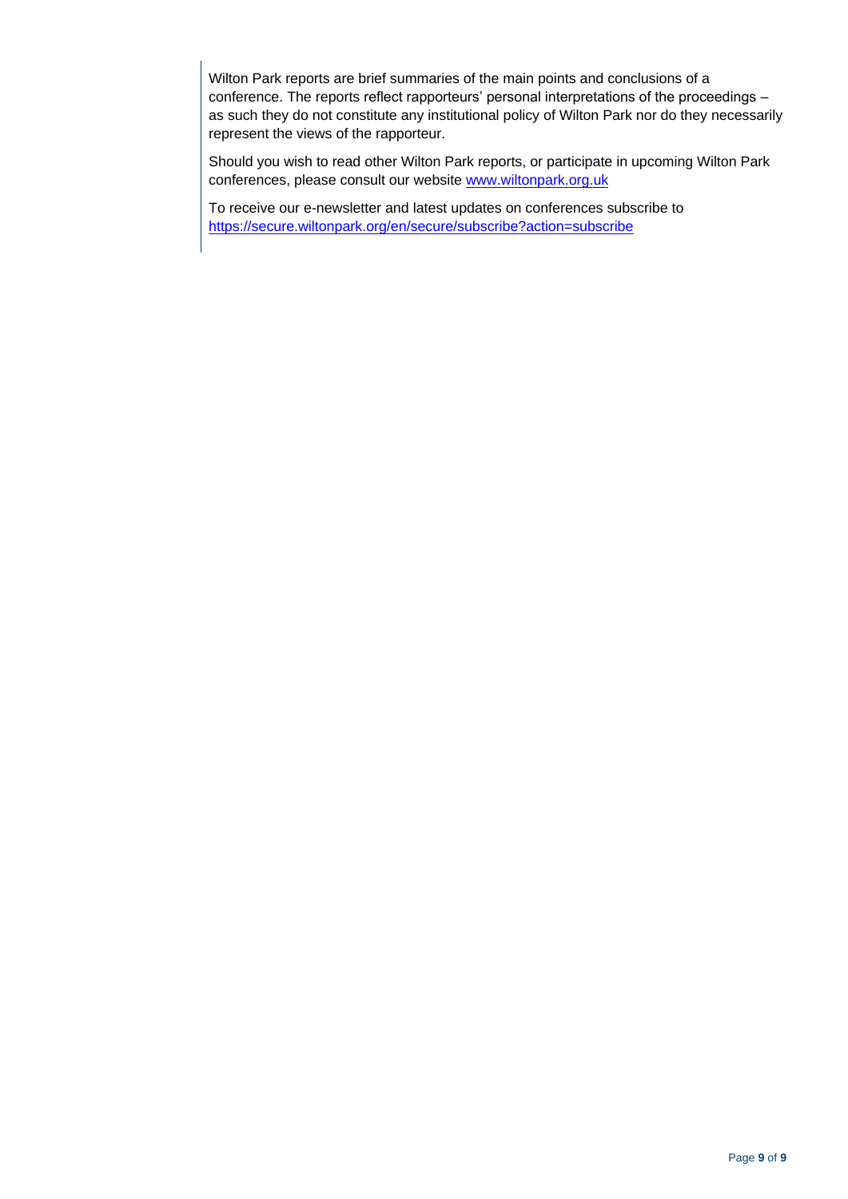Wilton Park reports are brief summaries of the main points and conclusions of a conference. The reports reflect rapporteurs' personal interpretations of the proceedings – as such they do not constitute any institutional policy of Wilton Park nor do they necessarily represent the views of the rapporteur.

Should you wish to read other Wilton Park reports, or participate in upcoming Wilton Park conferences, please consult our website [www.wiltonpark.org.uk](http://www.wiltonpark.org.uk)

To receive our e-newsletter and latest updates on conferences subscribe to [https://secure.wiltonpark.org/en/secure/subscribe?action=subscribe](https://secure.wiltonpark.org/en/secure/subscribe?action=subscribe)